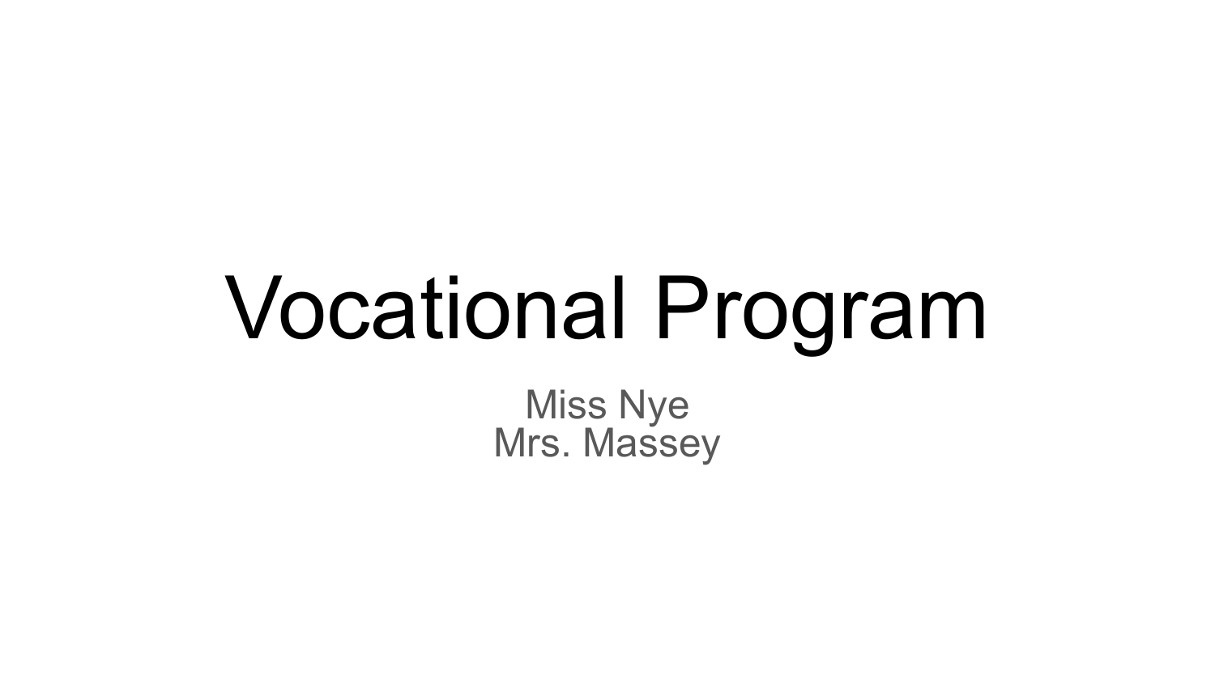# Vocational Program

Miss Nye
Mrs. Massey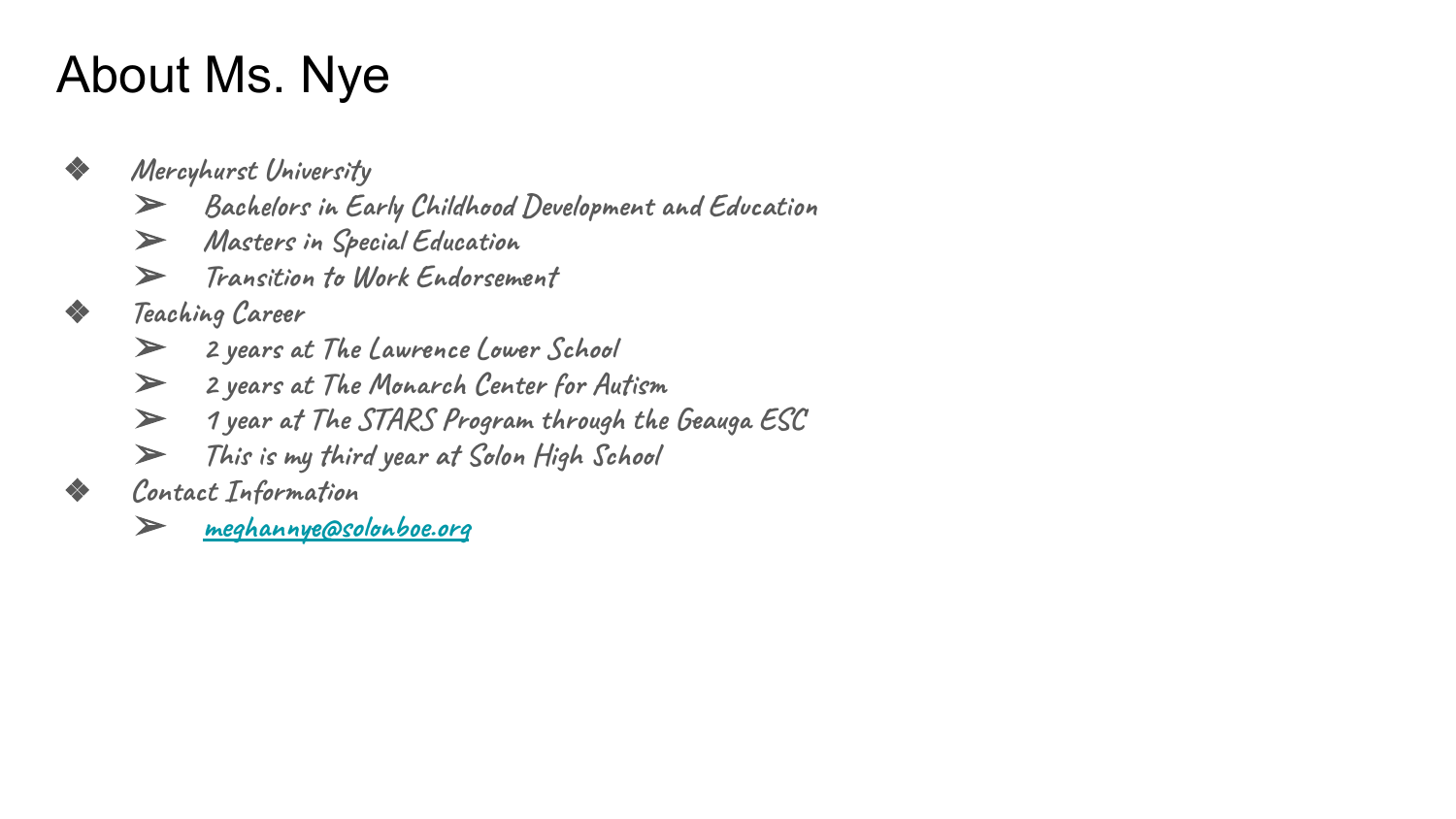# About Ms. Nye

- Mercyhurst University
  - Bachelors in Early Childhood Development and Education
  - Masters in Special Education
  - Transition to Work Endorsement
- Teaching Career
  - 2 years at The Lawrence Lower School
  - 2 years at The Monarch Center for Autism
  - 1 year at The STARS Program through the Geauga ESC
  - This is my third year at Solon High School
- Contact Information
  - meghannye@solonboe.org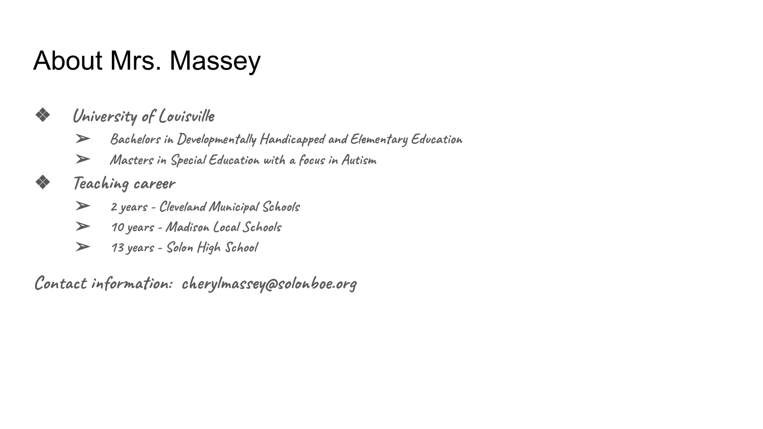# About Mrs. Massey

- University of Louisville
  - Bachelors in Developmentally Handicapped and Elementary Education
  - Masters in Special Education with a focus in Autism
- Teaching career
  - 2 years - Cleveland Municipal Schools
  - 10 years - Madison Local Schools
  - 13 years - Solon High School

Contact information: cherylmassey@solonboe.org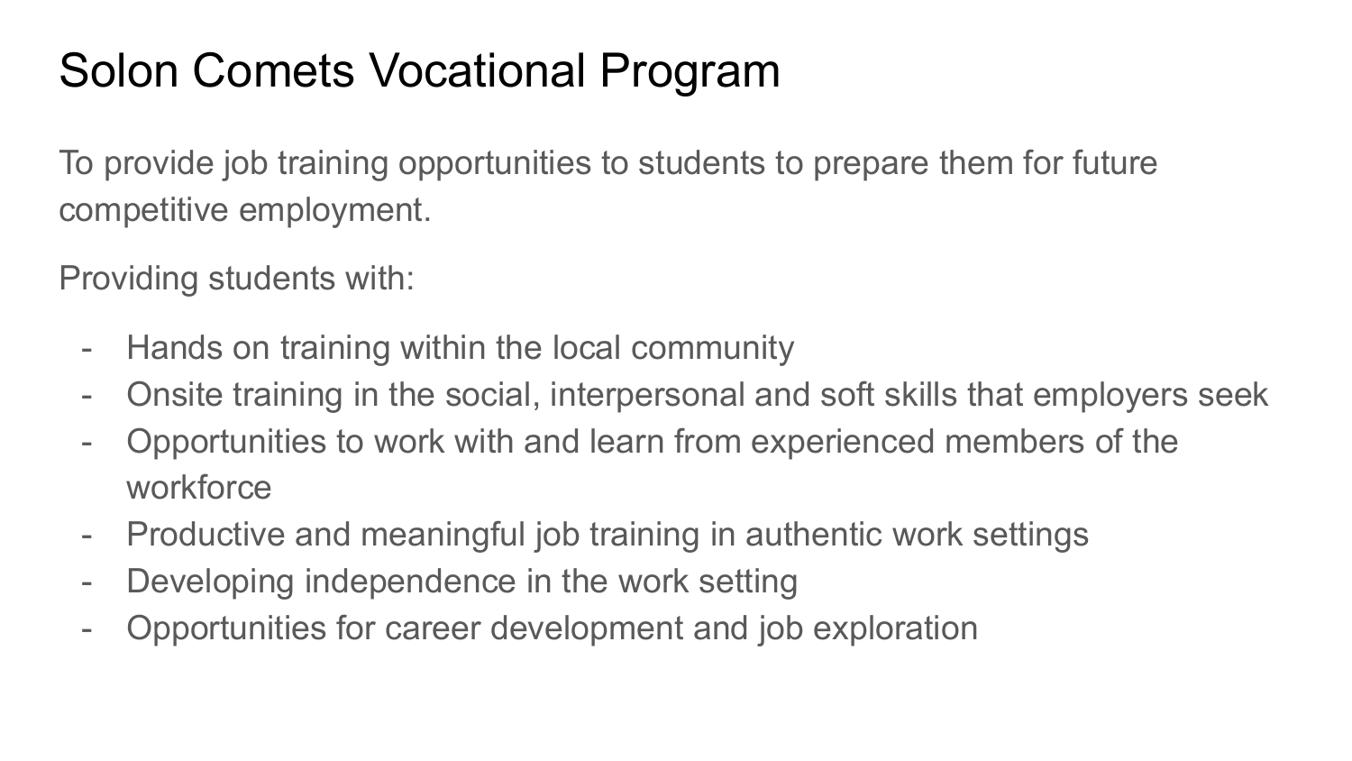# Solon Comets Vocational Program

To provide job training opportunities to students to prepare them for future competitive employment.

Providing students with:

- Hands on training within the local community
- Onsite training in the social, interpersonal and soft skills that employers seek
- Opportunities to work with and learn from experienced members of the workforce
- Productive and meaningful job training in authentic work settings
- Developing independence in the work setting
- Opportunities for career development and job exploration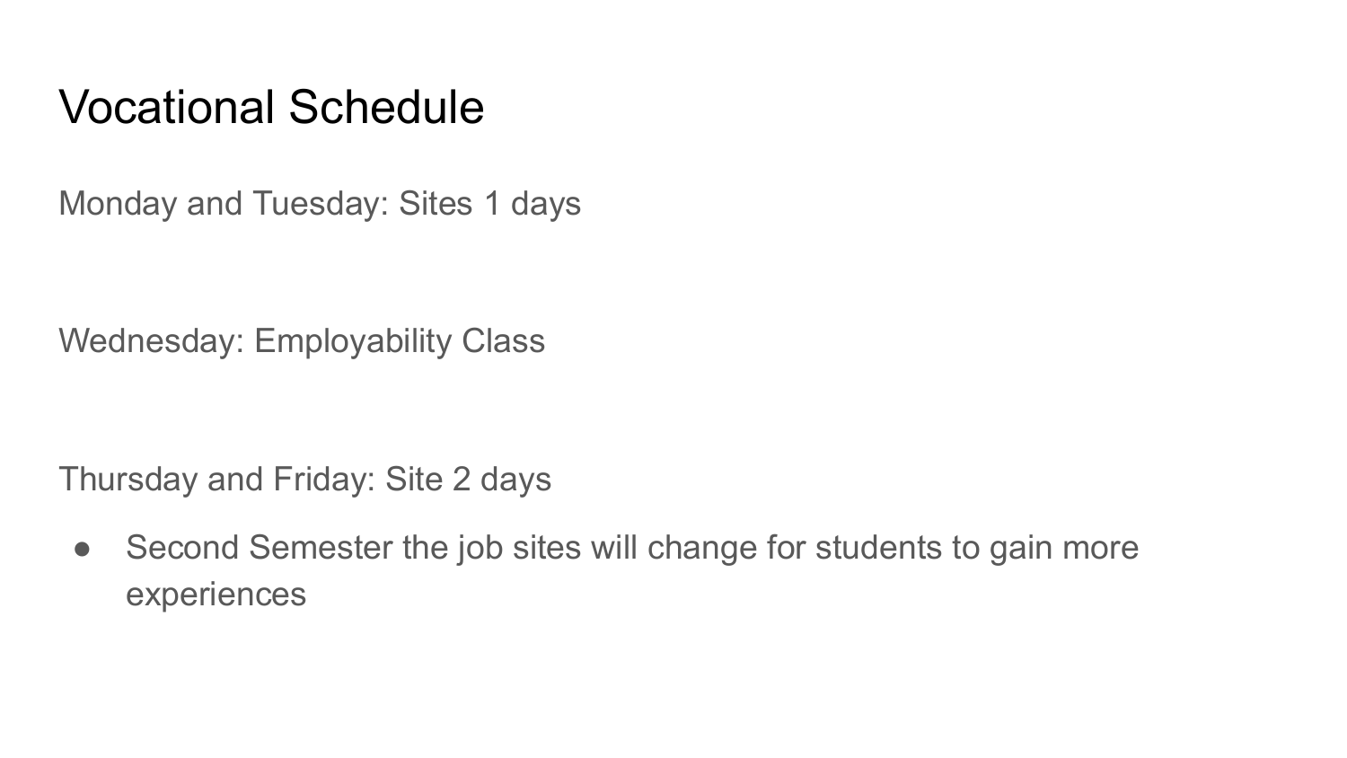# Vocational Schedule

Monday and Tuesday: Sites 1 days

Wednesday: Employability Class

Thursday and Friday: Site 2 days

- Second Semester the job sites will change for students to gain more experiences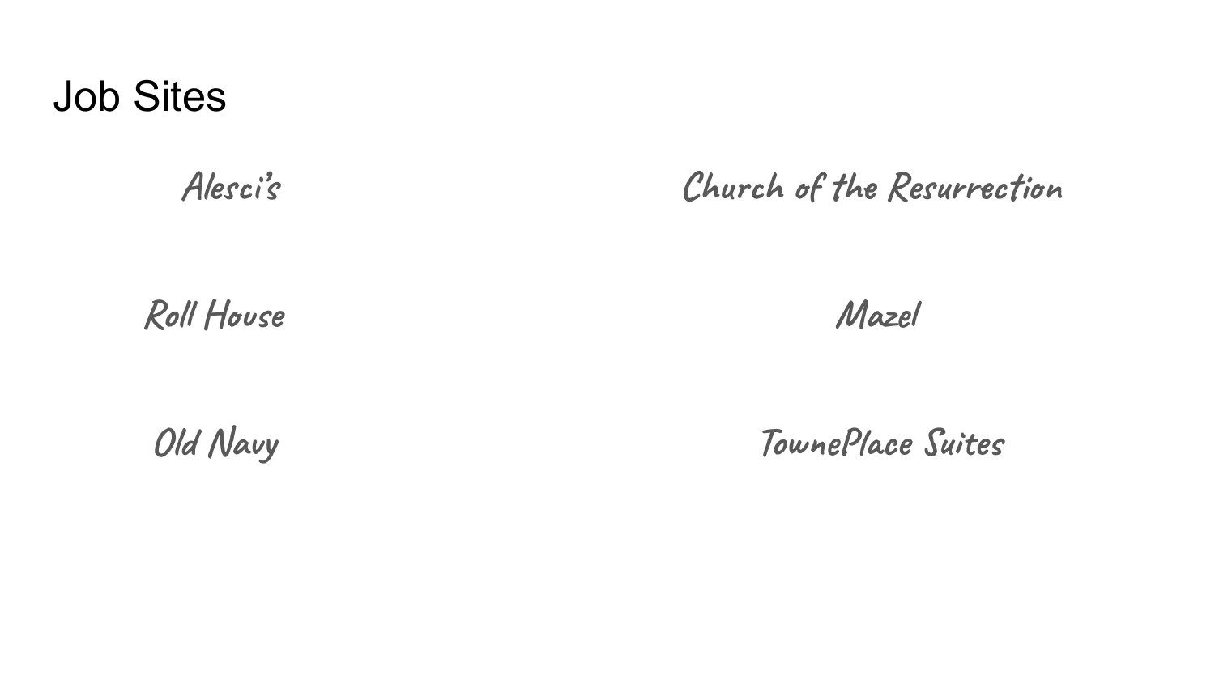# Job Sites

- Alesci's
- Church of the Resurrection
- Roll House
- Mazel
- Old Navy
- TownePlace Suites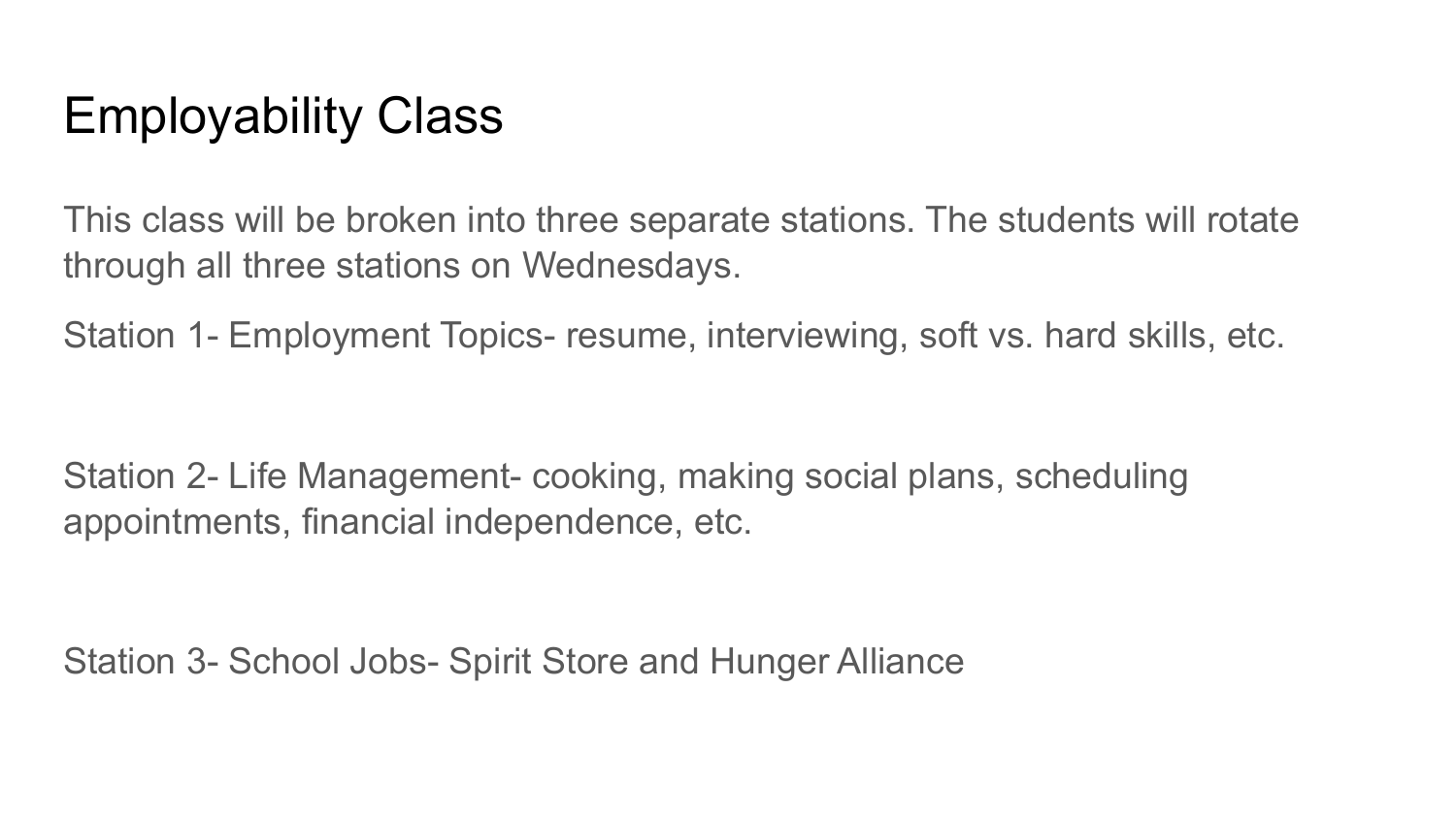# Employability Class

This class will be broken into three separate stations. The students will rotate through all three stations on Wednesdays.

Station 1- Employment Topics- resume, interviewing, soft vs. hard skills, etc.

Station 2- Life Management- cooking, making social plans, scheduling appointments, financial independence, etc.

Station 3- School Jobs- Spirit Store and Hunger Alliance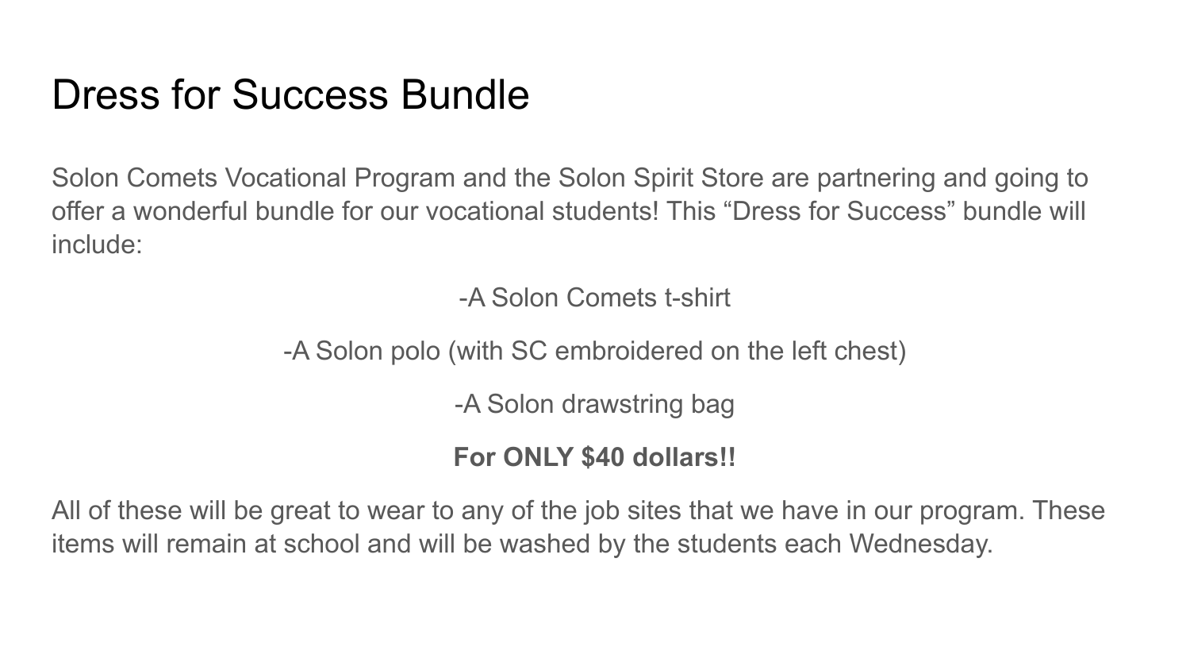# Dress for Success Bundle

Solon Comets Vocational Program and the Solon Spirit Store are partnering and going to offer a wonderful bundle for our vocational students! This “Dress for Success” bundle will include:

-A Solon Comets t-shirt

-A Solon polo (with SC embroidered on the left chest)

-A Solon drawstring bag

**For ONLY $40 dollars!!**

All of these will be great to wear to any of the job sites that we have in our program. These items will remain at school and will be washed by the students each Wednesday.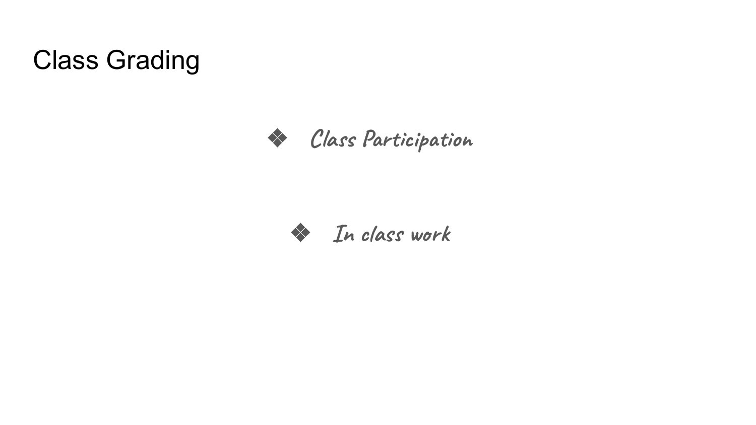# Class Grading

- *Class Participation*

- *In class work*